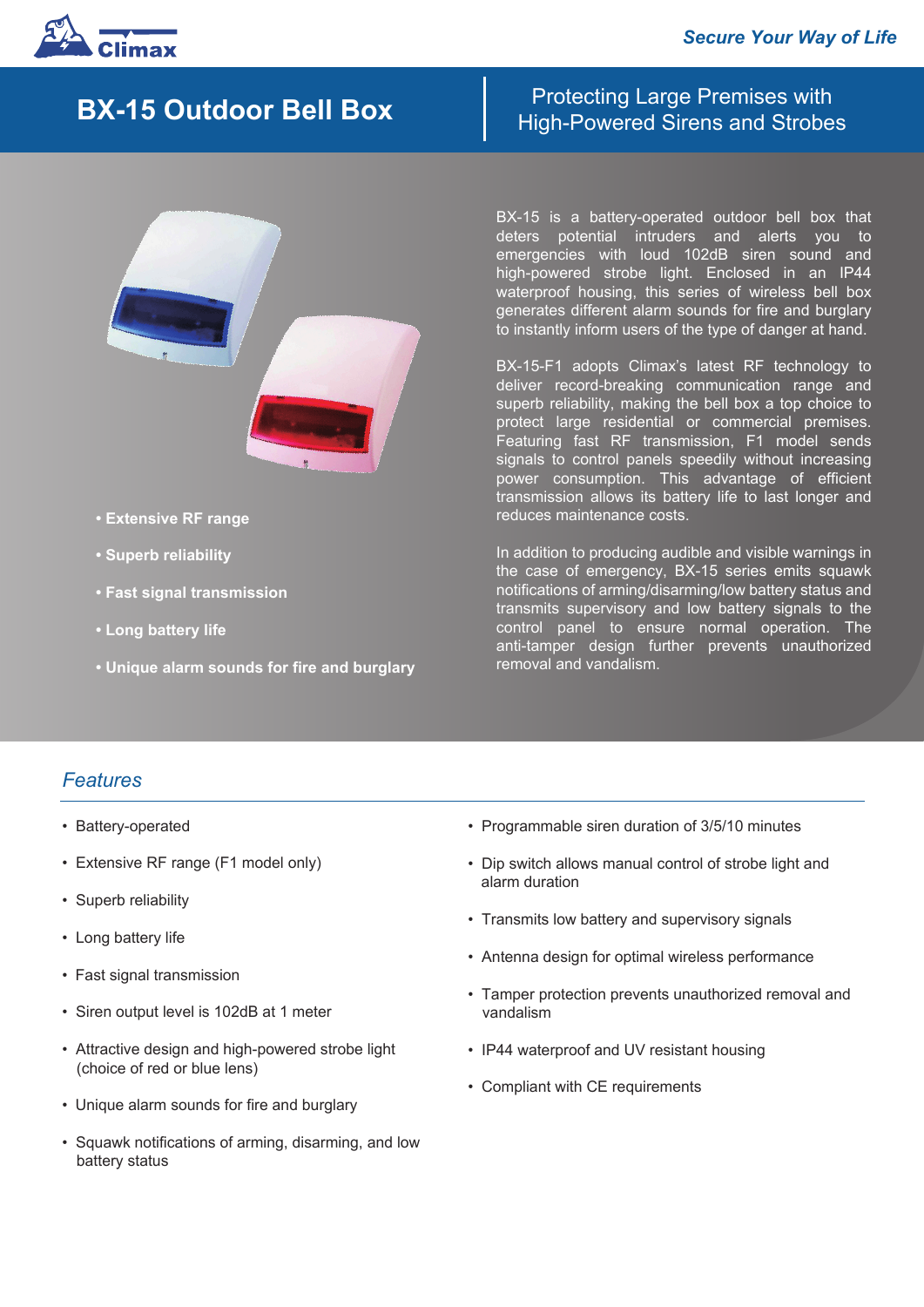# BX-15 Outdoor Bell Box

Protecting Large Premises with High-Powered Sirens and Strobes

- **Extensive RF range**
- **Superb reliability**
- **Fast signal transmission**
- **Long battery life**
- **Unique alarm sounds for fire and burglary**

BX-15 is a battery-operated outdoor bell box that deters potential intruders and alerts you to emergencies with loud 102dB siren sound and high-powered strobe light. Enclosed in an IP44 waterproof housing, this series of wireless bell box generates different alarm sounds for fire and burglary to instantly inform users of the type of danger at hand.

BX-15-F1 adopts Climax's latest RF technology to deliver record-breaking communication range and superb reliability, making the bell box a top choice to protect large residential or commercial premises. Featuring fast RF transmission, F1 model sends signals to control panels speedily without increasing power consumption. This advantage of efficient transmission allows its battery life to last longer and reduces maintenance costs.

In addition to producing audible and visible warnings in the case of emergency, BX-15 series emits squawk notifications of arming/disarming/low battery status and transmits supervisory and low battery signals to the control panel to ensure normal operation. The anti-tamper design further prevents unauthorized removal and vandalism.

## *Features*

- Battery-operated
- Extensive RF range (F1 model only)
- Superb reliability
- Long battery life
- Fast signal transmission
- Siren output level is 102dB at 1 meter
- Attractive design and high-powered strobe light (choice of red or blue lens)
- Unique alarm sounds for fire and burglary
- Squawk notifications of arming, disarming, and low battery status
- Programmable siren duration of 3/5/10 minutes
- Dip switch allows manual control of strobe light and alarm duration
- Transmits low battery and supervisory signals
- Antenna design for optimal wireless performance
- Tamper protection prevents unauthorized removal and vandalism
- IP44 waterproof and UV resistant housing
- Compliant with CE requirements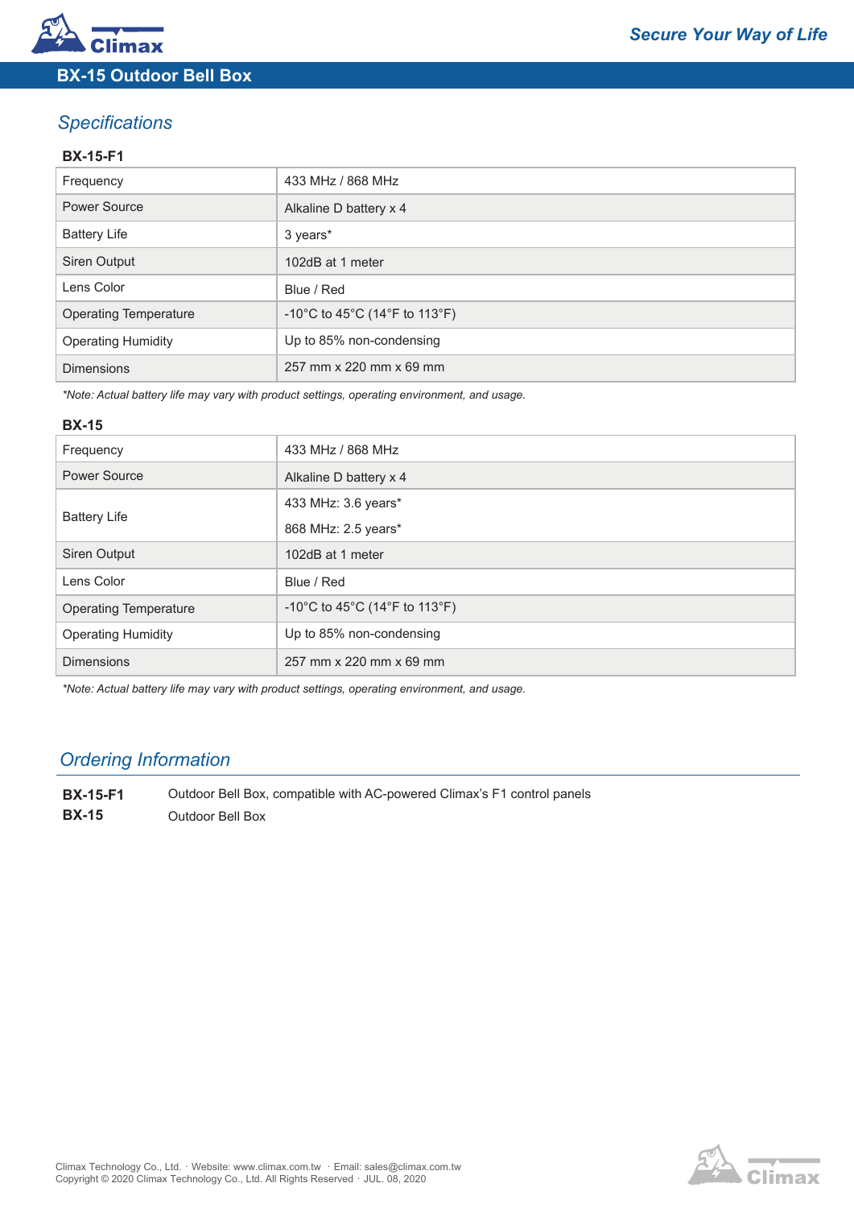## Specifications

### BX-15-F1

| | |
|---|---|
| Frequency | 433 MHz / 868 MHz |
| Power Source | Alkaline D battery x 4 |
| Battery Life | 3 years* |
| Siren Output | 102dB at 1 meter |
| Lens Color | Blue / Red |
| Operating Temperature | -10°C to 45°C (14°F to 113°F) |
| Operating Humidity | Up to 85% non-condensing |
| Dimensions | 257 mm x 220 mm x 69 mm |

*\*Note: Actual battery life may vary with product settings, operating environment, and usage.*

### BX-15

| | |
|---|---|
| Frequency | 433 MHz / 868 MHz |
| Power Source | Alkaline D battery x 4 |
| Battery Life | 433 MHz: 3.6 years*<br>868 MHz: 2.5 years* |
| Siren Output | 102dB at 1 meter |
| Lens Color | Blue / Red |
| Operating Temperature | -10°C to 45°C (14°F to 113°F) |
| Operating Humidity | Up to 85% non-condensing |
| Dimensions | 257 mm x 220 mm x 69 mm |

*\*Note: Actual battery life may vary with product settings, operating environment, and usage.*

## Ordering Information

**BX-15-F1** Outdoor Bell Box, compatible with AC-powered Climax's F1 control panels

**BX-15** Outdoor Bell Box

Climax Technology Co., Ltd. · Website: www.climax.com.tw · Email: sales@climax.com.tw
Copyright © 2020 Climax Technology Co., Ltd. All Rights Reserved · JUL. 08, 2020